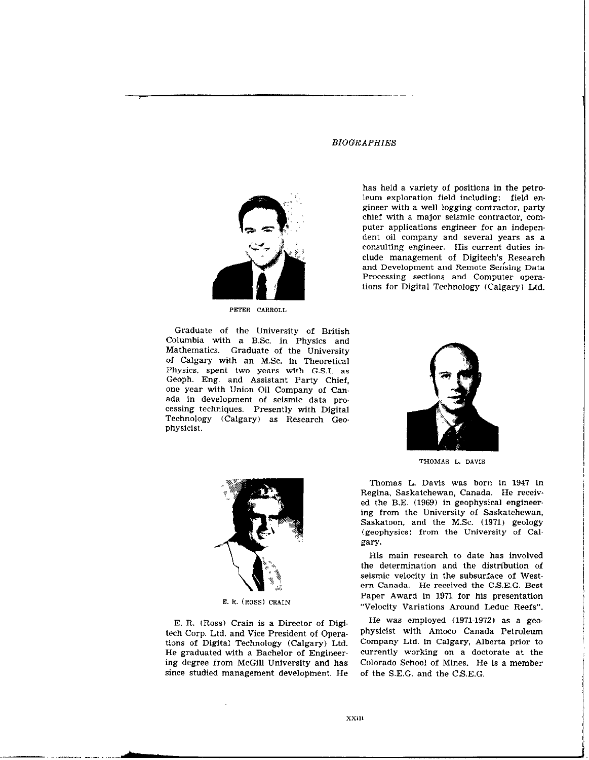*BIOGRAPHIES*

PETER CARROLL

Graduate of the University of British Columbia with a B.Sc. in Physics and Mathematics. Graduate of the University of Calgary with an M.Sc. in Theoretical Physics, spent two years with G.S.I. as Geoph. Eng. and Assistant Party Chief, one year with Union Oil Company of Canada in development of seismic data processing techniques. Presently with Digital Technology (Calgary) as Research Geophysicist.

E. R. (ROSS) CRAIN

E. R. (Ross) Crain is a Director of Digitech Corp. Ltd. and Vice President of Operations of Digital Technology (Calgary) Ltd. He graduated with a Bachelor of Engineering degree from McGill University and has since studied management development. He has held a variety of positions in the petroleum exploration field including: field engineer with a well logging contractor, party chief with a major seismic contractor, computer applications engineer for an independent oil company and several years as a consulting engineer. His current duties include management of Digitech's Research and Development and Remote Sensing Data Processing sections and Computer operations for Digital Technology (Calgary) Ltd.

THOMAS L. DAVIS

Thomas L. Davis was born in 1947 in Regina, Saskatchewan, Canada. He received the B.E. (1969) in geophysical engineering from the University of Saskatchewan, Saskatoon, and the M.Sc. (1971) geology (geophysics) from the University of Calgary.

His main research to date has involved the determination and the distribution of seismic velocity in the subsurface of Western Canada. He received the C.S.E.G. Best Paper Award in 1971 for his presentation "Velocity Variations Around Leduc Reefs".

He was employed (1971-1972) as a geophysicist with Amoco Canada Petroleum Company Ltd. in Calgary, Alberta prior to currently working on a doctorate at the Colorado School of Mines. He is a member of the S.E.G. and the C.S.E.G.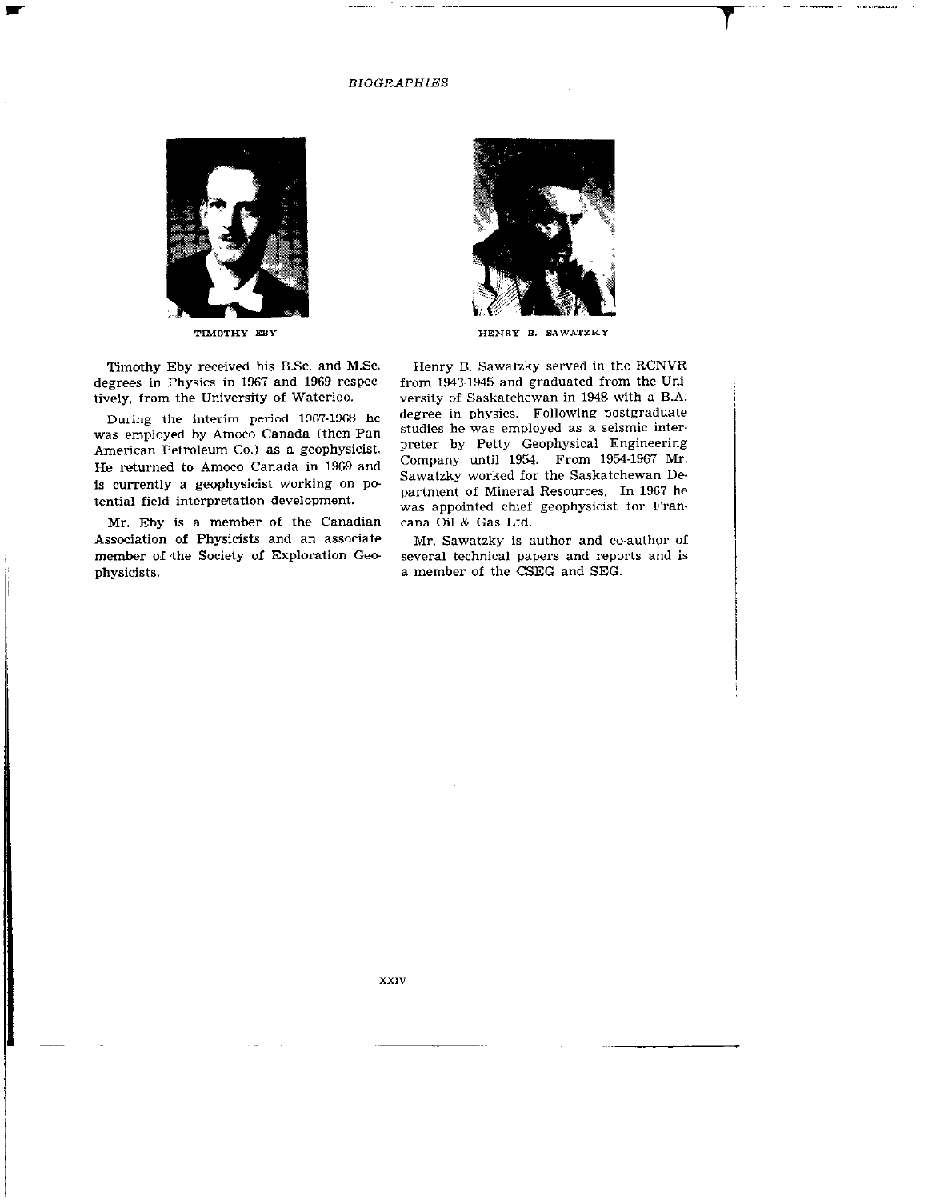TIMOTHY EBY

Timothy Eby received his B.Sc. and M.Sc. degrees in Physics in 1967 and 1969 respectively, from the University of Waterloo.

During the interim period 1967-1968 he was employed by Amoco Canada (then Pan American Petroleum Co.) as a geophysicist. He returned to Amoco Canada in 1969 and is currently a geophysicist working on potential field interpretation development.

Mr. Eby is a member of the Canadian Association of Physicists and an associate member of the Society of Exploration Geophysicists.

HENRY B. SAWATZKY

Henry B. Sawatzky served in the RCNVR from 1943-1945 and graduated from the University of Saskatchewan in 1948 with a B.A. degree in physics. Following postgraduate studies he was employed as a seismic interpreter by Petty Geophysical Engineering Company until 1954. From 1954-1967 Mr. Sawatzky worked for the Saskatchewan Department of Mineral Resources. In 1967 he was appointed chief geophysicist for Francana Oil & Gas Ltd.

Mr. Sawatzky is author and co-author of several technical papers and reports and is a member of the CSEG and SEG.